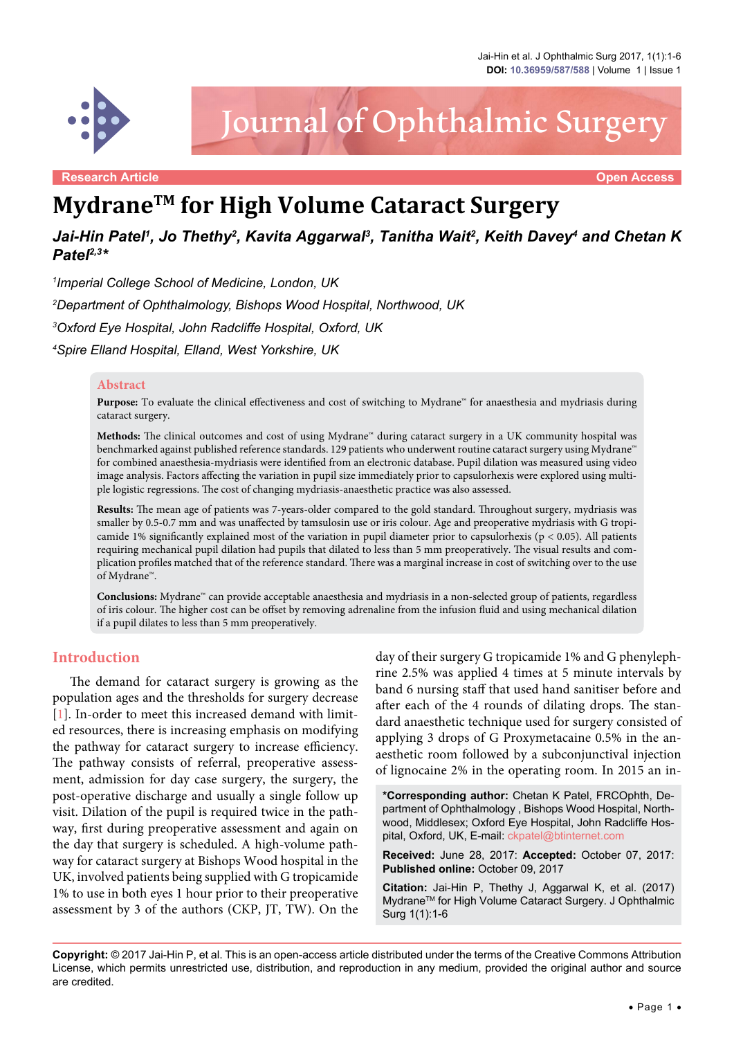Research Article

Open Access

# Mydrane™ for High Volume Cataract Surgery

***Jai-Hin Patel[1], Jo Thethy[2], Kavita Aggarwal[3], Tanitha Wait[2], Keith Davey[4] and Chetan K Patel[2,3]****

[1]*Imperial College School of Medicine, London, UK*

[2]*Department of Ophthalmology, Bishops Wood Hospital, Northwood, UK*

[3]*Oxford Eye Hospital, John Radcliffe Hospital, Oxford, UK*

[4]*Spire Elland Hospital, Elland, West Yorkshire, UK*

## Abstract

**Purpose:** To evaluate the clinical effectiveness and cost of switching to Mydrane™ for anaesthesia and mydriasis during cataract surgery.

**Methods:** The clinical outcomes and cost of using Mydrane™ during cataract surgery in a UK community hospital was benchmarked against published reference standards. 129 patients who underwent routine cataract surgery using Mydrane™ for combined anaesthesia-mydriasis were identified from an electronic database. Pupil dilation was measured using video image analysis. Factors affecting the variation in pupil size immediately prior to capsulorhexis were explored using multiple logistic regressions. The cost of changing mydriasis-anaesthetic practice was also assessed.

**Results:** The mean age of patients was 7-years-older compared to the gold standard. Throughout surgery, mydriasis was smaller by 0.5-0.7 mm and was unaffected by tamsulosin use or iris colour. Age and preoperative mydriasis with G tropicamide 1% significantly explained most of the variation in pupil diameter prior to capsulorhexis ($p < 0.05$). All patients requiring mechanical pupil dilation had pupils that dilated to less than 5 mm preoperatively. The visual results and complication profiles matched that of the reference standard. There was a marginal increase in cost of switching over to the use of Mydrane™.

**Conclusions:** Mydrane™ can provide acceptable anaesthesia and mydriasis in a non-selected group of patients, regardless of iris colour. The higher cost can be offset by removing adrenaline from the infusion fluid and using mechanical dilation if a pupil dilates to less than 5 mm preoperatively.

## Introduction

The demand for cataract surgery is growing as the population ages and the thresholds for surgery decrease [1]. In-order to meet this increased demand with limited resources, there is increasing emphasis on modifying the pathway for cataract surgery to increase efficiency. The pathway consists of referral, preoperative assessment, admission for day case surgery, the surgery, the post-operative discharge and usually a single follow up visit. Dilation of the pupil is required twice in the pathway, first during preoperative assessment and again on the day that surgery is scheduled. A high-volume pathway for cataract surgery at Bishops Wood hospital in the UK, involved patients being supplied with G tropicamide 1% to use in both eyes 1 hour prior to their preoperative assessment by 3 of the authors (CKP, JT, TW). On the day of their surgery G tropicamide 1% and G phenylephrine 2.5% was applied 4 times at 5 minute intervals by band 6 nursing staff that used hand sanitiser before and after each of the 4 rounds of dilating drops. The standard anaesthetic technique used for surgery consisted of applying 3 drops of G Proxymetacaine 0.5% in the anaesthetic room followed by a subconjunctival injection of lignocaine 2% in the operating room. In 2015 an in-

***Corresponding author:** Chetan K Patel, FRCOphth, Department of Ophthalmology , Bishops Wood Hospital, Northwood, Middlesex; Oxford Eye Hospital, John Radcliffe Hospital, Oxford, UK, E-mail: ckpatel@btinternet.com

**Received:** June 28, 2017: **Accepted:** October 07, 2017: **Published online:** October 09, 2017

**Citation:** Jai-Hin P, Thethy J, Aggarwal K, et al. (2017) Mydrane™ for High Volume Cataract Surgery. J Ophthalmic Surg 1(1):1-6

**Copyright:** © 2017 Jai-Hin P, et al. This is an open-access article distributed under the terms of the Creative Commons Attribution License, which permits unrestricted use, distribution, and reproduction in any medium, provided the original author and source are credited.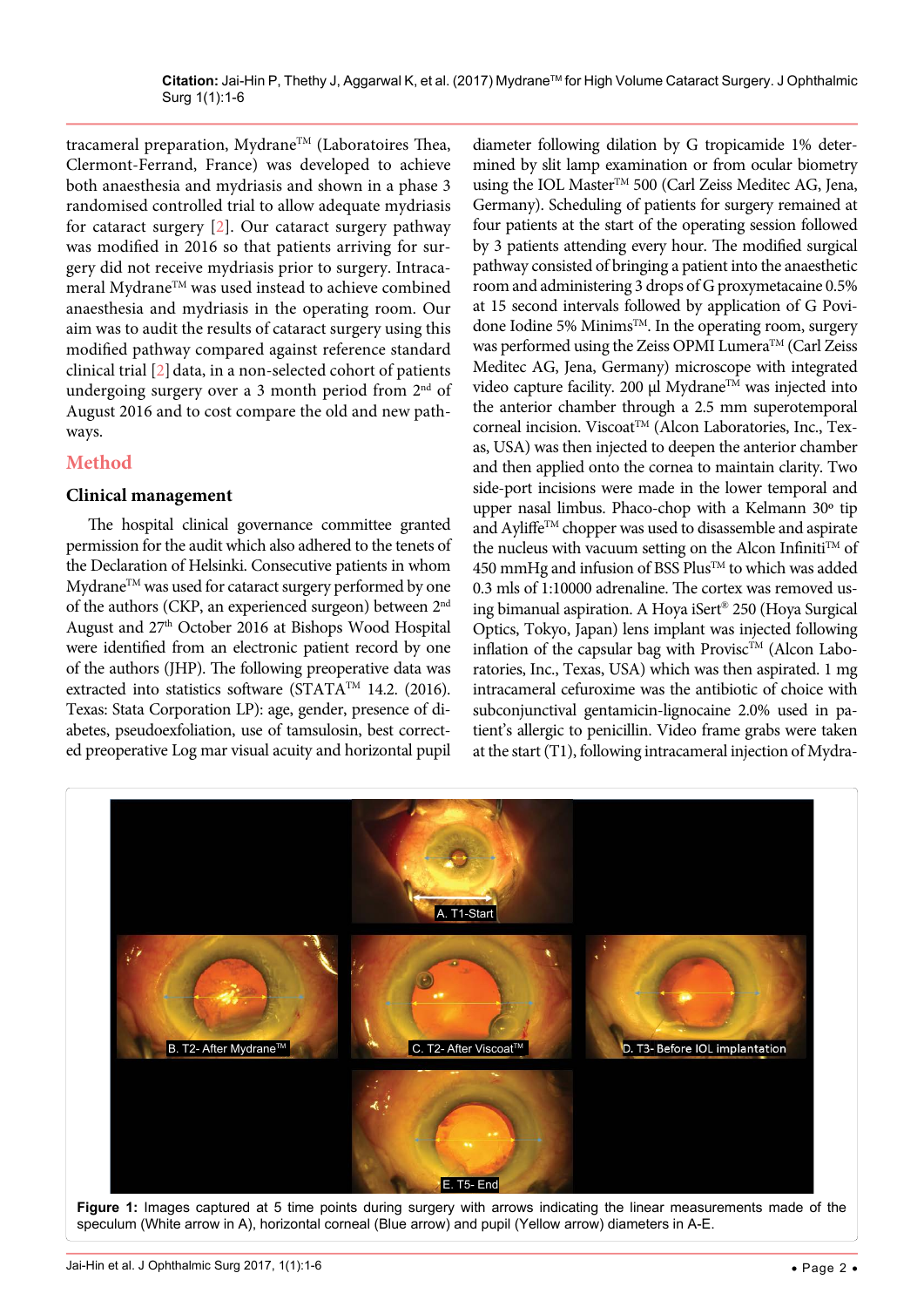tracameral preparation, Mydrane™ (Laboratoires Thea, Clermont-Ferrand, France) was developed to achieve both anaesthesia and mydriasis and shown in a phase 3 randomised controlled trial to allow adequate mydriasis for cataract surgery [2]. Our cataract surgery pathway was modified in 2016 so that patients arriving for surgery did not receive mydriasis prior to surgery. Intracameral Mydrane™ was used instead to achieve combined anaesthesia and mydriasis in the operating room. Our aim was to audit the results of cataract surgery using this modified pathway compared against reference standard clinical trial [2] data, in a non-selected cohort of patients undergoing surgery over a 3 month period from 2nd of August 2016 and to cost compare the old and new pathways.

## Method

### Clinical management

The hospital clinical governance committee granted permission for the audit which also adhered to the tenets of the Declaration of Helsinki. Consecutive patients in whom Mydrane™ was used for cataract surgery performed by one of the authors (CKP, an experienced surgeon) between 2nd August and 27th October 2016 at Bishops Wood Hospital were identified from an electronic patient record by one of the authors (JHP). The following preoperative data was extracted into statistics software (STATA™ 14.2. (2016). Texas: Stata Corporation LP): age, gender, presence of diabetes, pseudoexfoliation, use of tamsulosin, best corrected preoperative Log mar visual acuity and horizontal pupil diameter following dilation by G tropicamide 1% determined by slit lamp examination or from ocular biometry using the IOL Master™ 500 (Carl Zeiss Meditec AG, Jena, Germany). Scheduling of patients for surgery remained at four patients at the start of the operating session followed by 3 patients attending every hour. The modified surgical pathway consisted of bringing a patient into the anaesthetic room and administering 3 drops of G proxymetacaine 0.5% at 15 second intervals followed by application of G Povidone Iodine 5% Minims™. In the operating room, surgery was performed using the Zeiss OPMI Lumera™ (Carl Zeiss Meditec AG, Jena, Germany) microscope with integrated video capture facility. 200 µl Mydrane™ was injected into the anterior chamber through a 2.5 mm superotemporal corneal incision. Viscoat™ (Alcon Laboratories, Inc., Texas, USA) was then injected to deepen the anterior chamber and then applied onto the cornea to maintain clarity. Two side-port incisions were made in the lower temporal and upper nasal limbus. Phaco-chop with a Kelmann 30º tip and Ayliffe™ chopper was used to disassemble and aspirate the nucleus with vacuum setting on the Alcon Infiniti™ of 450 mmHg and infusion of BSS Plus™ to which was added 0.3 mls of 1:10000 adrenaline. The cortex was removed using bimanual aspiration. A Hoya iSert® 250 (Hoya Surgical Optics, Tokyo, Japan) lens implant was injected following inflation of the capsular bag with Provisc™ (Alcon Laboratories, Inc., Texas, USA) which was then aspirated. 1 mg intracameral cefuroxime was the antibiotic of choice with subconjunctival gentamicin-lignocaine 2.0% used in patient's allergic to penicillin. Video frame grabs were taken at the start (T1), following intracameral injection of Mydra-

**Figure 1:** Images captured at 5 time points during surgery with arrows indicating the linear measurements made of the speculum (White arrow in A), horizontal corneal (Blue arrow) and pupil (Yellow arrow) diameters in A-E.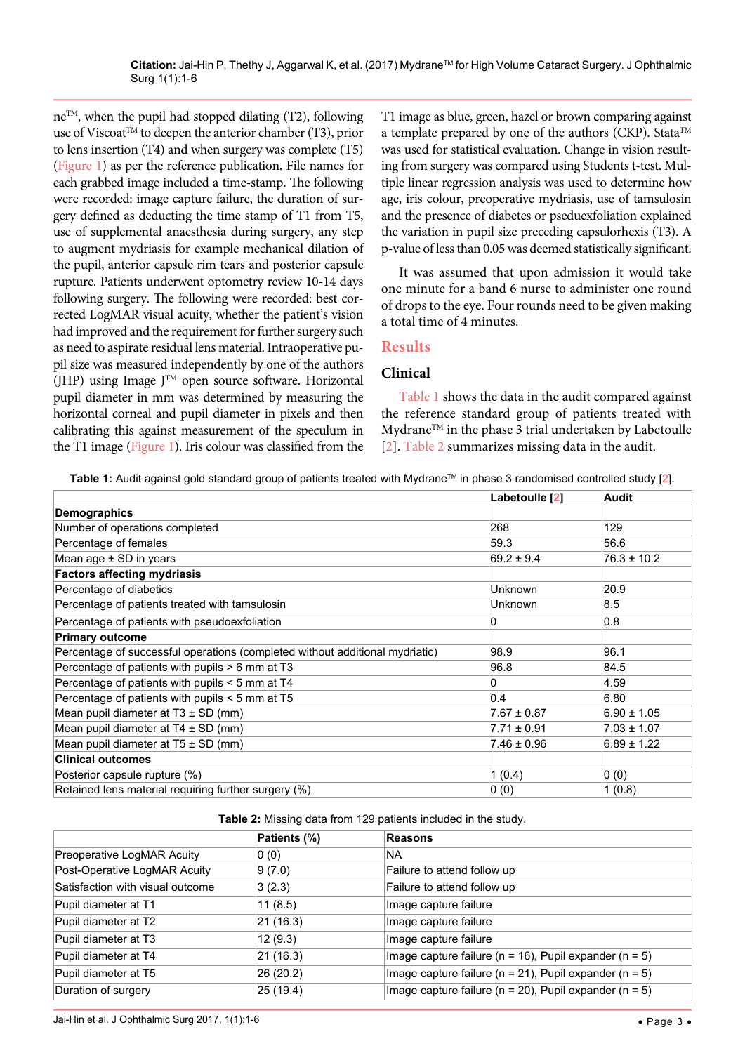ne™, when the pupil had stopped dilating (T2), following use of Viscoat™ to deepen the anterior chamber (T3), prior to lens insertion (T4) and when surgery was complete (T5) (Figure 1) as per the reference publication. File names for each grabbed image included a time-stamp. The following were recorded: image capture failure, the duration of surgery defined as deducting the time stamp of T1 from T5, use of supplemental anaesthesia during surgery, any step to augment mydriasis for example mechanical dilation of the pupil, anterior capsule rim tears and posterior capsule rupture. Patients underwent optometry review 10-14 days following surgery. The following were recorded: best corrected LogMAR visual acuity, whether the patient's vision had improved and the requirement for further surgery such as need to aspirate residual lens material. Intraoperative pupil size was measured independently by one of the authors (JHP) using Image J™ open source software. Horizontal pupil diameter in mm was determined by measuring the horizontal corneal and pupil diameter in pixels and then calibrating this against measurement of the speculum in the T1 image (Figure 1). Iris colour was classified from the T1 image as blue, green, hazel or brown comparing against a template prepared by one of the authors (CKP). Stata™ was used for statistical evaluation. Change in vision resulting from surgery was compared using Students t-test. Multiple linear regression analysis was used to determine how age, iris colour, preoperative mydriasis, use of tamsulosin and the presence of diabetes or pseduexfoliation explained the variation in pupil size preceding capsulorhexis (T3). A p-value of less than 0.05 was deemed statistically significant.

It was assumed that upon admission it would take one minute for a band 6 nurse to administer one round of drops to the eye. Four rounds need to be given making a total time of 4 minutes.

## Results

### Clinical

Table 1 shows the data in the audit compared against the reference standard group of patients treated with Mydrane™ in the phase 3 trial undertaken by Labetoulle [2]. Table 2 summarizes missing data in the audit.

**Table 1:** Audit against gold standard group of patients treated with Mydrane™ in phase 3 randomised controlled study [2].

| | Labetoulle [2] | Audit |
|---|---|---|
| **Demographics** | | |
| Number of operations completed | 268 | 129 |
| Percentage of females | 59.3 | 56.6 |
| Mean age ± SD in years | 69.2 ± 9.4 | 76.3 ± 10.2 |
| **Factors affecting mydriasis** | | |
| Percentage of diabetics | Unknown | 20.9 |
| Percentage of patients treated with tamsulosin | Unknown | 8.5 |
| Percentage of patients with pseudoexfoliation | 0 | 0.8 |
| **Primary outcome** | | |
| Percentage of successful operations (completed without additional mydriatic) | 98.9 | 96.1 |
| Percentage of patients with pupils > 6 mm at T3 | 96.8 | 84.5 |
| Percentage of patients with pupils < 5 mm at T4 | 0 | 4.59 |
| Percentage of patients with pupils < 5 mm at T5 | 0.4 | 6.80 |
| Mean pupil diameter at T3 ± SD (mm) | 7.67 ± 0.87 | 6.90 ± 1.05 |
| Mean pupil diameter at T4 ± SD (mm) | 7.71 ± 0.91 | 7.03 ± 1.07 |
| Mean pupil diameter at T5 ± SD (mm) | 7.46 ± 0.96 | 6.89 ± 1.22 |
| **Clinical outcomes** | | |
| Posterior capsule rupture (%) | 1 (0.4) | 0 (0) |
| Retained lens material requiring further surgery (%) | 0 (0) | 1 (0.8) |

**Table 2:** Missing data from 129 patients included in the study.

| | Patients (%) | Reasons |
|---|---|---|
| Preoperative LogMAR Acuity | 0 (0) | NA |
| Post-Operative LogMAR Acuity | 9 (7.0) | Failure to attend follow up |
| Satisfaction with visual outcome | 3 (2.3) | Failure to attend follow up |
| Pupil diameter at T1 | 11 (8.5) | Image capture failure |
| Pupil diameter at T2 | 21 (16.3) | Image capture failure |
| Pupil diameter at T3 | 12 (9.3) | Image capture failure |
| Pupil diameter at T4 | 21 (16.3) | Image capture failure (n = 16), Pupil expander (n = 5) |
| Pupil diameter at T5 | 26 (20.2) | Image capture failure (n = 21), Pupil expander (n = 5) |
| Duration of surgery | 25 (19.4) | Image capture failure (n = 20), Pupil expander (n = 5) |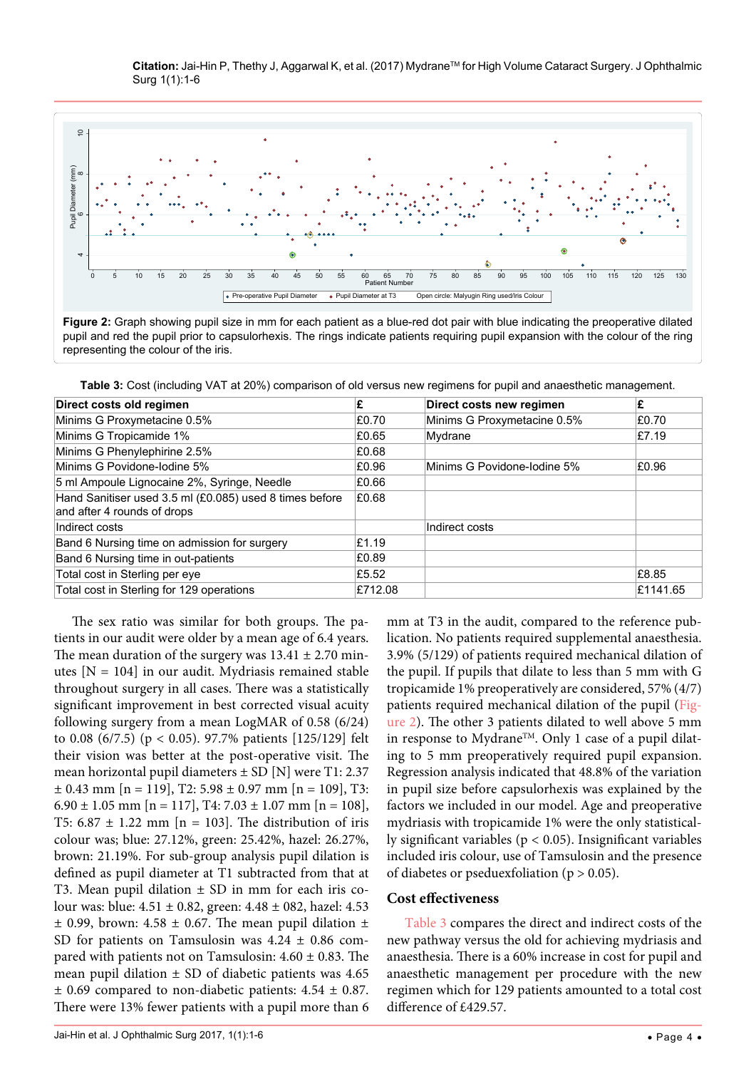Figure 2: Graph showing pupil size in mm for each patient as a blue-red dot pair with blue indicating the preoperative dilated pupil and red the pupil prior to capsulorhexis. The rings indicate patients requiring pupil expansion with the colour of the ring representing the colour of the iris.

**Table 3:** Cost (including VAT at 20%) comparison of old versus new regimens for pupil and anaesthetic management.

| Direct costs old regimen | £ | Direct costs new regimen | £ |
|---|---|---|---|
| Minims G Proxymetacine 0.5% | £0.70 | Minims G Proxymetacine 0.5% | £0.70 |
| Minims G Tropicamide 1% | £0.65 | Mydrane | £7.19 |
| Minims G Phenylephirine 2.5% | £0.68 | | |
| Minims G Povidone-Iodine 5% | £0.96 | Minims G Povidone-Iodine 5% | £0.96 |
| 5 ml Ampoule Lignocaine 2%, Syringe, Needle | £0.66 | | |
| Hand Sanitiser used 3.5 ml (£0.085) used 8 times before and after 4 rounds of drops | £0.68 | | |
| Indirect costs | | Indirect costs | |
| Band 6 Nursing time on admission for surgery | £1.19 | | |
| Band 6 Nursing time in out-patients | £0.89 | | |
| Total cost in Sterling per eye | £5.52 | | £8.85 |
| Total cost in Sterling for 129 operations | £712.08 | | £1141.65 |

The sex ratio was similar for both groups. The patients in our audit were older by a mean age of 6.4 years. The mean duration of the surgery was 13.41 ± 2.70 minutes [N = 104] in our audit. Mydriasis remained stable throughout surgery in all cases. There was a statistically significant improvement in best corrected visual acuity following surgery from a mean LogMAR of 0.58 (6/24) to 0.08 (6/7.5) ($p < 0.05$). 97.7% patients [125/129] felt their vision was better at the post-operative visit. The mean horizontal pupil diameters ± SD [N] were T1: 2.37 ± 0.43 mm [n = 119], T2: 5.98 ± 0.97 mm [n = 109], T3: 6.90 ± 1.05 mm [n = 117], T4: 7.03 ± 1.07 mm [n = 108], T5: 6.87 ± 1.22 mm [n = 103]. The distribution of iris colour was; blue: 27.12%, green: 25.42%, hazel: 26.27%, brown: 21.19%. For sub-group analysis pupil dilation is defined as pupil diameter at T1 subtracted from that at T3. Mean pupil dilation ± SD in mm for each iris colour was: blue: 4.51 ± 0.82, green: 4.48 ± 082, hazel: 4.53 ± 0.99, brown: 4.58 ± 0.67. The mean pupil dilation ± SD for patients on Tamsulosin was 4.24 ± 0.86 compared with patients not on Tamsulosin: 4.60 ± 0.83. The mean pupil dilation ± SD of diabetic patients was 4.65 ± 0.69 compared to non-diabetic patients: 4.54 ± 0.87. There were 13% fewer patients with a pupil more than 6 mm at T3 in the audit, compared to the reference publication. No patients required supplemental anaesthesia. 3.9% (5/129) of patients required mechanical dilation of the pupil. If pupils that dilate to less than 5 mm with G tropicamide 1% preoperatively are considered, 57% (4/7) patients required mechanical dilation of the pupil (Figure 2). The other 3 patients dilated to well above 5 mm in response to Mydrane™. Only 1 case of a pupil dilating to 5 mm preoperatively required pupil expansion. Regression analysis indicated that 48.8% of the variation in pupil size before capsulorhexis was explained by the factors we included in our model. Age and preoperative mydriasis with tropicamide 1% were the only statistically significant variables ($p < 0.05$). Insignificant variables included iris colour, use of Tamsulosin and the presence of diabetes or pseduexfoliation ($p > 0.05$).

### Cost effectiveness

Table 3 compares the direct and indirect costs of the new pathway versus the old for achieving mydriasis and anaesthesia. There is a 60% increase in cost for pupil and anaesthetic management per procedure with the new regimen which for 129 patients amounted to a total cost difference of £429.57.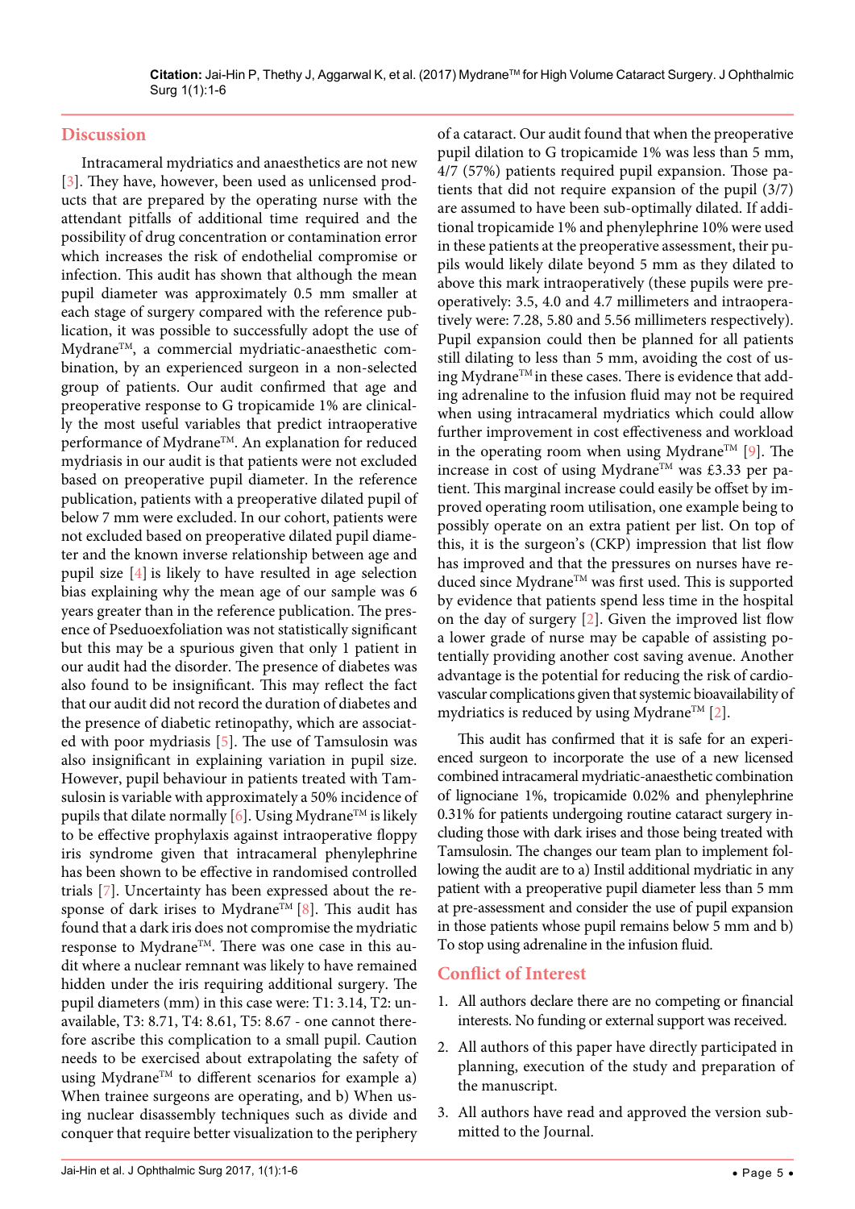## Discussion

Intracameral mydriatics and anaesthetics are not new [3]. They have, however, been used as unlicensed products that are prepared by the operating nurse with the attendant pitfalls of additional time required and the possibility of drug concentration or contamination error which increases the risk of endothelial compromise or infection. This audit has shown that although the mean pupil diameter was approximately 0.5 mm smaller at each stage of surgery compared with the reference publication, it was possible to successfully adopt the use of Mydrane™, a commercial mydriatic-anaesthetic combination, by an experienced surgeon in a non-selected group of patients. Our audit confirmed that age and preoperative response to G tropicamide 1% are clinically the most useful variables that predict intraoperative performance of Mydrane™. An explanation for reduced mydriasis in our audit is that patients were not excluded based on preoperative pupil diameter. In the reference publication, patients with a preoperative dilated pupil of below 7 mm were excluded. In our cohort, patients were not excluded based on preoperative dilated pupil diameter and the known inverse relationship between age and pupil size [4] is likely to have resulted in age selection bias explaining why the mean age of our sample was 6 years greater than in the reference publication. The presence of Pseduoexfoliation was not statistically significant but this may be a spurious given that only 1 patient in our audit had the disorder. The presence of diabetes was also found to be insignificant. This may reflect the fact that our audit did not record the duration of diabetes and the presence of diabetic retinopathy, which are associated with poor mydriasis [5]. The use of Tamsulosin was also insignificant in explaining variation in pupil size. However, pupil behaviour in patients treated with Tamsulosin is variable with approximately a 50% incidence of pupils that dilate normally [6]. Using Mydrane™ is likely to be effective prophylaxis against intraoperative floppy iris syndrome given that intracameral phenylephrine has been shown to be effective in randomised controlled trials [7]. Uncertainty has been expressed about the response of dark irises to Mydrane™ [8]. This audit has found that a dark iris does not compromise the mydriatic response to Mydrane™. There was one case in this audit where a nuclear remnant was likely to have remained hidden under the iris requiring additional surgery. The pupil diameters (mm) in this case were: T1: 3.14, T2: unavailable, T3: 8.71, T4: 8.61, T5: 8.67 - one cannot therefore ascribe this complication to a small pupil. Caution needs to be exercised about extrapolating the safety of using Mydrane™ to different scenarios for example a) When trainee surgeons are operating, and b) When using nuclear disassembly techniques such as divide and conquer that require better visualization to the periphery of a cataract. Our audit found that when the preoperative pupil dilation to G tropicamide 1% was less than 5 mm, 4/7 (57%) patients required pupil expansion. Those patients that did not require expansion of the pupil (3/7) are assumed to have been sub-optimally dilated. If additional tropicamide 1% and phenylephrine 10% were used in these patients at the preoperative assessment, their pupils would likely dilate beyond 5 mm as they dilated to above this mark intraoperatively (these pupils were preoperatively: 3.5, 4.0 and 4.7 millimeters and intraoperatively were: 7.28, 5.80 and 5.56 millimeters respectively). Pupil expansion could then be planned for all patients still dilating to less than 5 mm, avoiding the cost of using Mydrane™ in these cases. There is evidence that adding adrenaline to the infusion fluid may not be required when using intracameral mydriatics which could allow further improvement in cost effectiveness and workload in the operating room when using Mydrane™ [9]. The increase in cost of using Mydrane™ was £3.33 per patient. This marginal increase could easily be offset by improved operating room utilisation, one example being to possibly operate on an extra patient per list. On top of this, it is the surgeon's (CKP) impression that list flow has improved and that the pressures on nurses have reduced since Mydrane™ was first used. This is supported by evidence that patients spend less time in the hospital on the day of surgery [2]. Given the improved list flow a lower grade of nurse may be capable of assisting potentially providing another cost saving avenue. Another advantage is the potential for reducing the risk of cardiovascular complications given that systemic bioavailability of mydriatics is reduced by using Mydrane™ [2].

This audit has confirmed that it is safe for an experienced surgeon to incorporate the use of a new licensed combined intracameral mydriatic-anaesthetic combination of lignociane 1%, tropicamide 0.02% and phenylephrine 0.31% for patients undergoing routine cataract surgery including those with dark irises and those being treated with Tamsulosin. The changes our team plan to implement following the audit are to a) Instil additional mydriatic in any patient with a preoperative pupil diameter less than 5 mm at pre-assessment and consider the use of pupil expansion in those patients whose pupil remains below 5 mm and b) To stop using adrenaline in the infusion fluid.

## Conflict of Interest

1. All authors declare there are no competing or financial interests. No funding or external support was received.
2. All authors of this paper have directly participated in planning, execution of the study and preparation of the manuscript.
3. All authors have read and approved the version submitted to the Journal.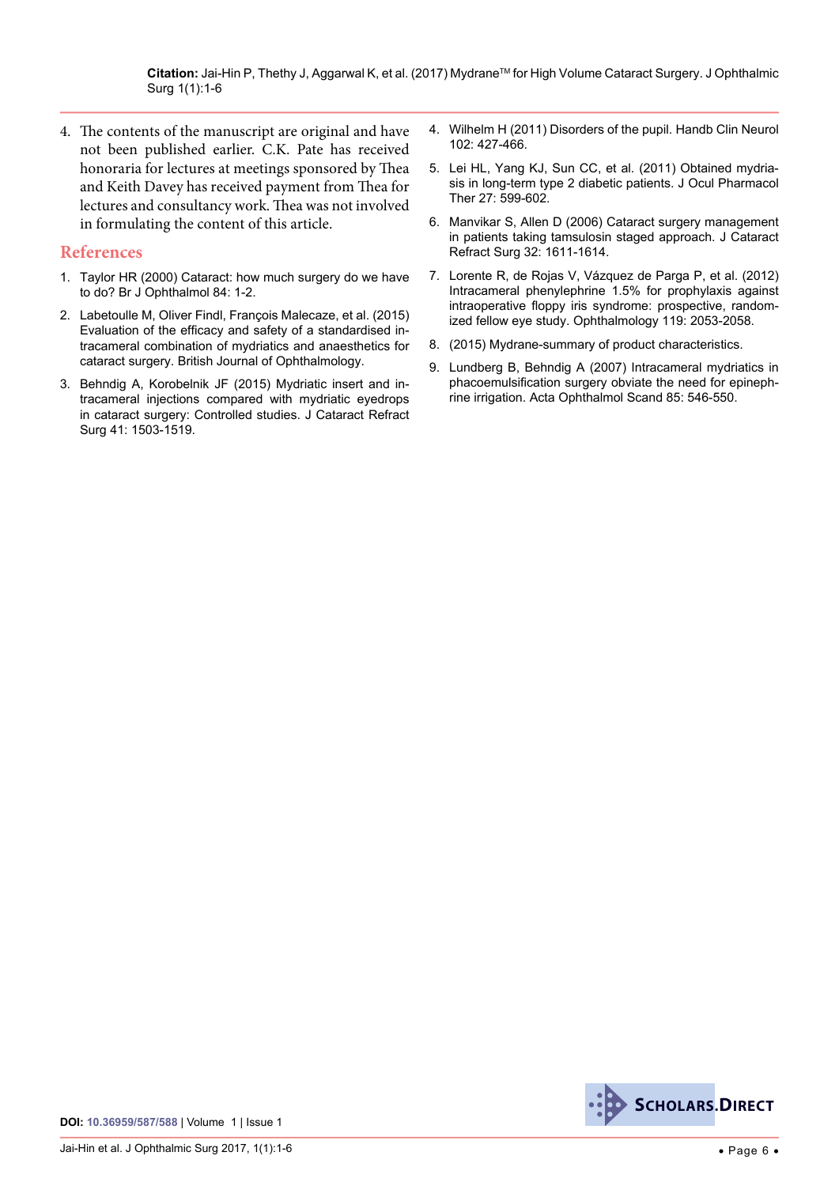4. The contents of the manuscript are original and have not been published earlier. C.K. Pate has received honoraria for lectures at meetings sponsored by Thea and Keith Davey has received payment from Thea for lectures and consultancy work. Thea was not involved in formulating the content of this article.

## References

1. Taylor HR (2000) Cataract: how much surgery do we have to do? Br J Ophthalmol 84: 1-2.
2. Labetoulle M, Oliver Findl, François Malecaze, et al. (2015) Evaluation of the efficacy and safety of a standardised intracameral combination of mydriatics and anaesthetics for cataract surgery. British Journal of Ophthalmology.
3. Behndig A, Korobelnik JF (2015) Mydriatic insert and intracameral injections compared with mydriatic eyedrops in cataract surgery: Controlled studies. J Cataract Refract Surg 41: 1503-1519.
4. Wilhelm H (2011) Disorders of the pupil. Handb Clin Neurol 102: 427-466.
5. Lei HL, Yang KJ, Sun CC, et al. (2011) Obtained mydriasis in long-term type 2 diabetic patients. J Ocul Pharmacol Ther 27: 599-602.
6. Manvikar S, Allen D (2006) Cataract surgery management in patients taking tamsulosin staged approach. J Cataract Refract Surg 32: 1611-1614.
7. Lorente R, de Rojas V, Vázquez de Parga P, et al. (2012) Intracameral phenylephrine 1.5% for prophylaxis against intraoperative floppy iris syndrome: prospective, randomized fellow eye study. Ophthalmology 119: 2053-2058.
8. (2015) Mydrane-summary of product characteristics.
9. Lundberg B, Behndig A (2007) Intracameral mydriatics in phacoemulsification surgery obviate the need for epinephrine irrigation. Acta Ophthalmol Scand 85: 546-550.